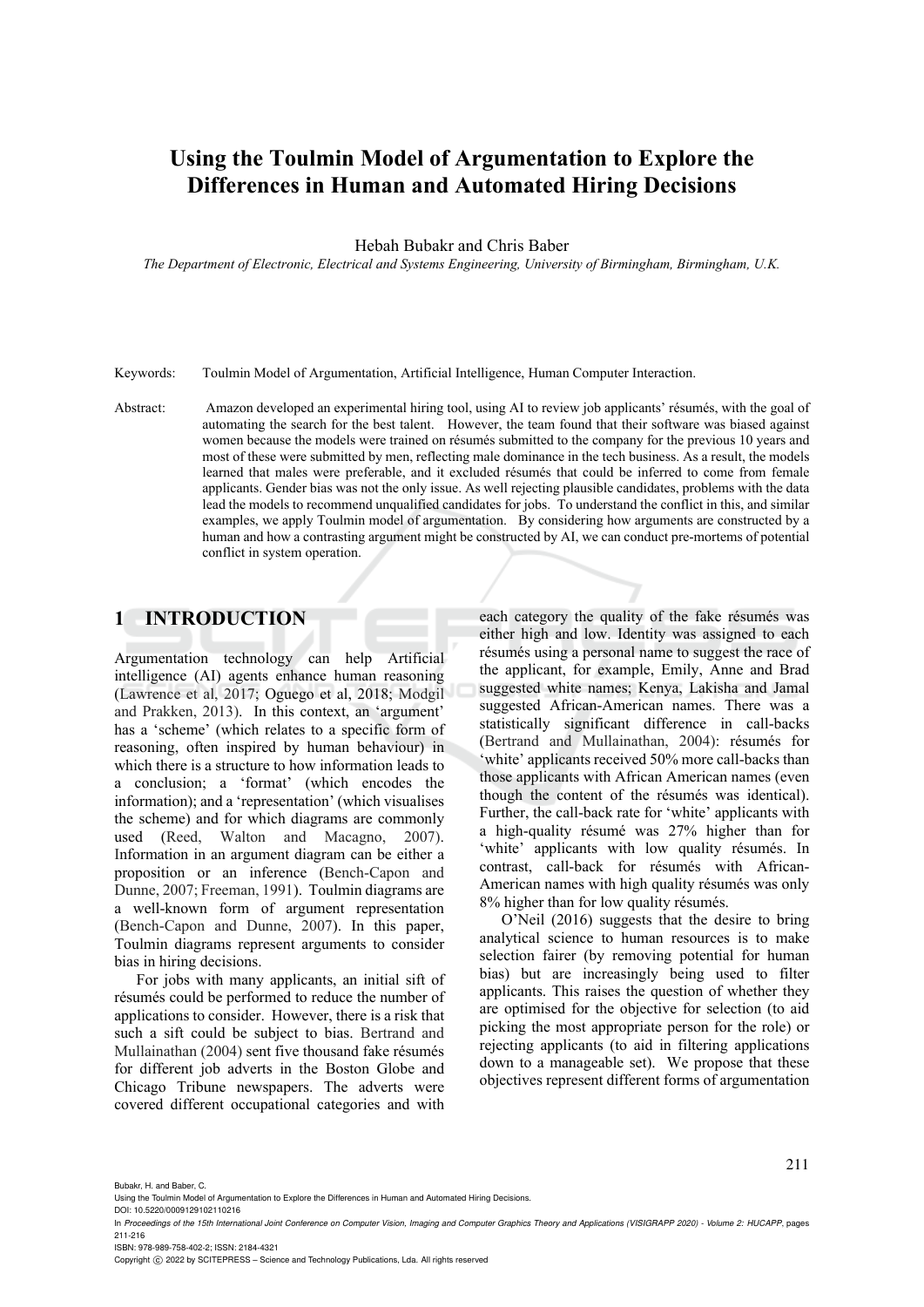# Using the Toulmin Model of Argumentation to Explore the Differences in Human and Automated Hiring Decisions

Hebah Bubakr and Chris Baber

*The Department of Electronic, Electrical and Systems Engineering, University of Birmingham, Birmingham, U.K.*

Keywords: Toulmin Model of Argumentation, Artificial Intelligence, Human Computer Interaction.

Abstract: Amazon developed an experimental hiring tool, using AI to review job applicants' résumés, with the goal of automating the search for the best talent. However, the team found that their software was biased against women because the models were trained on résumés submitted to the company for the previous 10 years and most of these were submitted by men, reflecting male dominance in the tech business. As a result, the models learned that males were preferable, and it excluded résumés that could be inferred to come from female applicants. Gender bias was not the only issue. As well rejecting plausible candidates, problems with the data lead the models to recommend unqualified candidates for jobs. To understand the conflict in this, and similar examples, we apply Toulmin model of argumentation. By considering how arguments are constructed by a human and how a contrasting argument might be constructed by AI, we can conduct pre-mortems of potential conflict in system operation.

## 1 INTRODUCTION

Argumentation technology can help Artificial intelligence (AI) agents enhance human reasoning (Lawrence et al, 2017; Oguego et al, 2018; Modgil and Prakken, 2013). In this context, an 'argument' has a 'scheme' (which relates to a specific form of reasoning, often inspired by human behaviour) in which there is a structure to how information leads to a conclusion; a 'format' (which encodes the information); and a 'representation' (which visualises the scheme) and for which diagrams are commonly used (Reed, Walton and Macagno, 2007). Information in an argument diagram can be either a proposition or an inference (Bench-Capon and Dunne, 2007; Freeman, 1991). Toulmin diagrams are a well-known form of argument representation (Bench-Capon and Dunne, 2007). In this paper, Toulmin diagrams represent arguments to consider bias in hiring decisions.

For jobs with many applicants, an initial sift of résumés could be performed to reduce the number of applications to consider. However, there is a risk that such a sift could be subject to bias. Bertrand and Mullainathan (2004) sent five thousand fake résumés for different job adverts in the Boston Globe and Chicago Tribune newspapers. The adverts were covered different occupational categories and with each category the quality of the fake résumés was either high and low. Identity was assigned to each résumés using a personal name to suggest the race of the applicant, for example, Emily, Anne and Brad suggested white names; Kenya, Lakisha and Jamal suggested African-American names. There was a statistically significant difference in call-backs (Bertrand and Mullainathan, 2004): résumés for 'white' applicants received 50% more call-backs than those applicants with African American names (even though the content of the résumés was identical). Further, the call-back rate for 'white' applicants with a high-quality résumé was 27% higher than for 'white' applicants with low quality résumés. In contrast, call-back for résumés with African-American names with high quality résumés was only 8% higher than for low quality résumés.

O'Neil (2016) suggests that the desire to bring analytical science to human resources is to make selection fairer (by removing potential for human bias) but are increasingly being used to filter applicants. This raises the question of whether they are optimised for the objective for selection (to aid picking the most appropriate person for the role) or rejecting applicants (to aid in filtering applications down to a manageable set). We propose that these objectives represent different forms of argumentation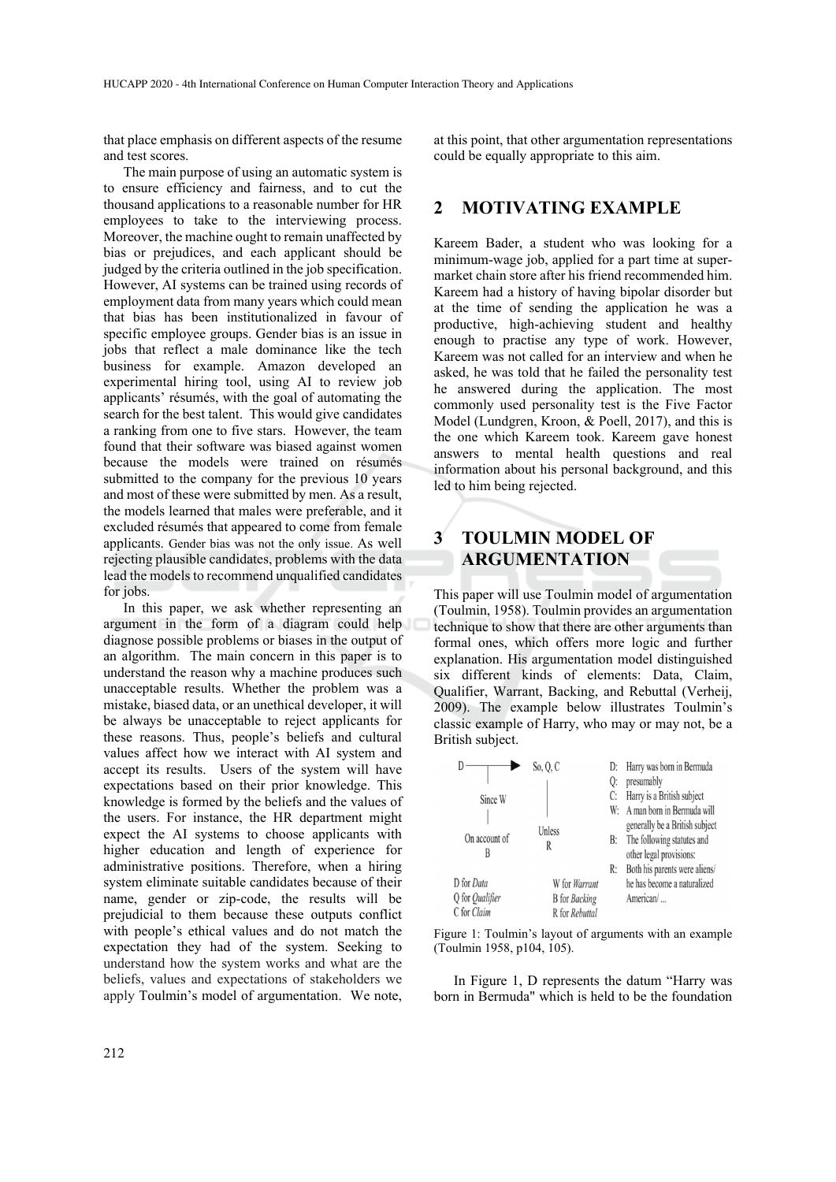that place emphasis on different aspects of the resume and test scores.

The main purpose of using an automatic system is to ensure efficiency and fairness, and to cut the thousand applications to a reasonable number for HR employees to take to the interviewing process. Moreover, the machine ought to remain unaffected by bias or prejudices, and each applicant should be judged by the criteria outlined in the job specification. However, AI systems can be trained using records of employment data from many years which could mean that bias has been institutionalized in favour of specific employee groups. Gender bias is an issue in jobs that reflect a male dominance like the tech business for example. Amazon developed an experimental hiring tool, using AI to review job applicants' résumés, with the goal of automating the search for the best talent. This would give candidates a ranking from one to five stars. However, the team found that their software was biased against women because the models were trained on résumés submitted to the company for the previous 10 years and most of these were submitted by men. As a result, the models learned that males were preferable, and it excluded résumés that appeared to come from female applicants. Gender bias was not the only issue. As well rejecting plausible candidates, problems with the data lead the models to recommend unqualified candidates for jobs.

In this paper, we ask whether representing an argument in the form of a diagram could help diagnose possible problems or biases in the output of an algorithm. The main concern in this paper is to understand the reason why a machine produces such unacceptable results. Whether the problem was a mistake, biased data, or an unethical developer, it will be always be unacceptable to reject applicants for these reasons. Thus, people's beliefs and cultural values affect how we interact with AI system and accept its results. Users of the system will have expectations based on their prior knowledge. This knowledge is formed by the beliefs and the values of the users. For instance, the HR department might expect the AI systems to choose applicants with higher education and length of experience for administrative positions. Therefore, when a hiring system eliminate suitable candidates because of their name, gender or zip-code, the results will be prejudicial to them because these outputs conflict with people's ethical values and do not match the expectation they had of the system. Seeking to understand how the system works and what are the beliefs, values and expectations of stakeholders we apply Toulmin's model of argumentation. We note, at this point, that other argumentation representations could be equally appropriate to this aim.

## 2 MOTIVATING EXAMPLE

Kareem Bader, a student who was looking for a minimum-wage job, applied for a part time at super-market chain store after his friend recommended him. Kareem had a history of having bipolar disorder but at the time of sending the application he was a productive, high-achieving student and healthy enough to practise any type of work. However, Kareem was not called for an interview and when he asked, he was told that he failed the personality test he answered during the application. The most commonly used personality test is the Five Factor Model (Lundgren, Kroon, & Poell, 2017), and this is the one which Kareem took. Kareem gave honest answers to mental health questions and real information about his personal background, and this led to him being rejected.

## 3 TOULMIN MODEL OF ARGUMENTATION

This paper will use Toulmin model of argumentation (Toulmin, 1958). Toulmin provides an argumentation technique to show that there are other arguments than formal ones, which offers more logic and further explanation. His argumentation model distinguished six different kinds of elements: Data, Claim, Qualifier, Warrant, Backing, and Rebuttal (Verheij, 2009). The example below illustrates Toulmin's classic example of Harry, who may or may not, be a British subject.

D ——► So, Q, C

Since W | Unless R

On account of B

D for *Data*, Q for *Qualifier*, C for *Claim*, W for *Warrant*, B for *Backing*, R for *Rebuttal*

D: Harry was born in Bermuda
Q: presumably
C: Harry is a British subject
W: A man born in Bermuda will generally be a British subject
B: The following statutes and other legal provisions:
R: Both his parents were aliens/ he has become a naturalized American/ ...

Figure 1: Toulmin's layout of arguments with an example (Toulmin 1958, p104, 105).

In Figure 1, D represents the datum "Harry was born in Bermuda" which is held to be the foundation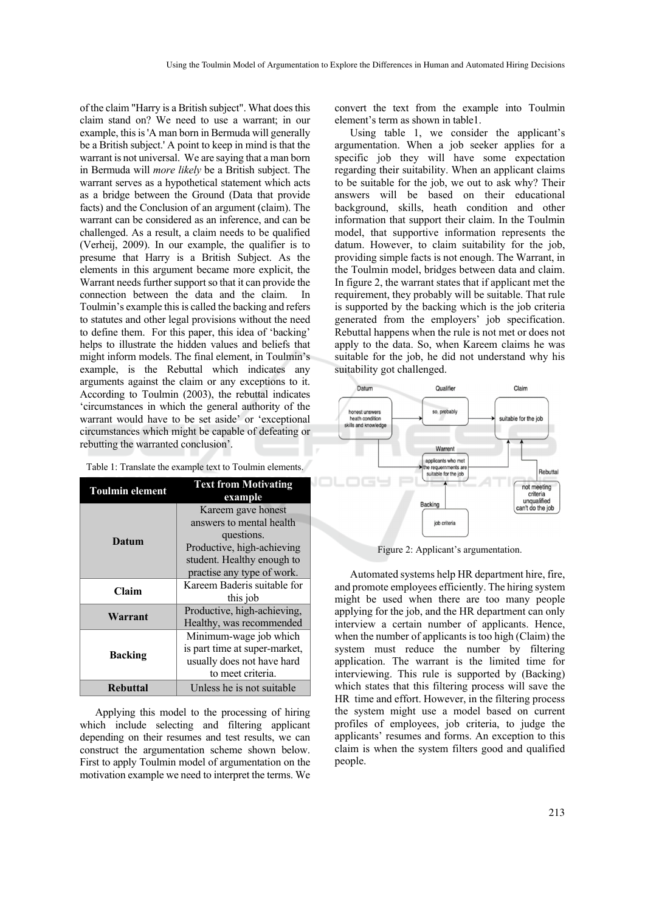of the claim "Harry is a British subject". What does this claim stand on? We need to use a warrant; in our example, this is 'A man born in Bermuda will generally be a British subject.' A point to keep in mind is that the warrant is not universal. We are saying that a man born in Bermuda will *more likely* be a British subject. The warrant serves as a hypothetical statement which acts as a bridge between the Ground (Data that provide facts) and the Conclusion of an argument (claim). The warrant can be considered as an inference, and can be challenged. As a result, a claim needs to be qualified (Verheij, 2009). In our example, the qualifier is to presume that Harry is a British Subject. As the elements in this argument became more explicit, the Warrant needs further support so that it can provide the connection between the data and the claim. In Toulmin's example this is called the backing and refers to statutes and other legal provisions without the need to define them. For this paper, this idea of 'backing' helps to illustrate the hidden values and beliefs that might inform models. The final element, in Toulmin's example, is the Rebuttal which indicates any arguments against the claim or any exceptions to it. According to Toulmin (2003), the rebuttal indicates 'circumstances in which the general authority of the warrant would have to be set aside' or 'exceptional circumstances which might be capable of defeating or rebutting the warranted conclusion'.

Table 1: Translate the example text to Toulmin elements.

| Toulmin element | Text from Motivating example |
|---|---|
| **Datum** | Kareem gave honest answers to mental health questions. Productive, high-achieving student. Healthy enough to practise any type of work. |
| **Claim** | Kareem Baderis suitable for this job |
| **Warrant** | Productive, high-achieving, Healthy, was recommended |
| **Backing** | Minimum-wage job which is part time at super-market, usually does not have hard to meet criteria. |
| **Rebuttal** | Unless he is not suitable |

Applying this model to the processing of hiring which include selecting and filtering applicant depending on their resumes and test results, we can construct the argumentation scheme shown below. First to apply Toulmin model of argumentation on the motivation example we need to interpret the terms. We convert the text from the example into Toulmin element's term as shown in table1.

Using table 1, we consider the applicant's argumentation. When a job seeker applies for a specific job they will have some expectation regarding their suitability. When an applicant claims to be suitable for the job, we out to ask why? Their answers will be based on their educational background, skills, heath condition and other information that support their claim. In the Toulmin model, that supportive information represents the datum. However, to claim suitability for the job, providing simple facts is not enough. The Warrant, in the Toulmin model, bridges between data and claim. In figure 2, the warrant states that if applicant met the requirement, they probably will be suitable. That rule is supported by the backing which is the job criteria generated from the employers' job specification. Rebuttal happens when the rule is not met or does not apply to the data. So, when Kareem claims he was suitable for the job, he did not understand why his suitability got challenged.

Figure 2: Applicant's argumentation.

Automated systems help HR department hire, fire, and promote employees efficiently. The hiring system might be used when there are too many people applying for the job, and the HR department can only interview a certain number of applicants. Hence, when the number of applicants is too high (Claim) the system must reduce the number by filtering application. The warrant is the limited time for interviewing. This rule is supported by (Backing) which states that this filtering process will save the HR time and effort. However, in the filtering process the system might use a model based on current profiles of employees, job criteria, to judge the applicants' resumes and forms. An exception to this claim is when the system filters good and qualified people.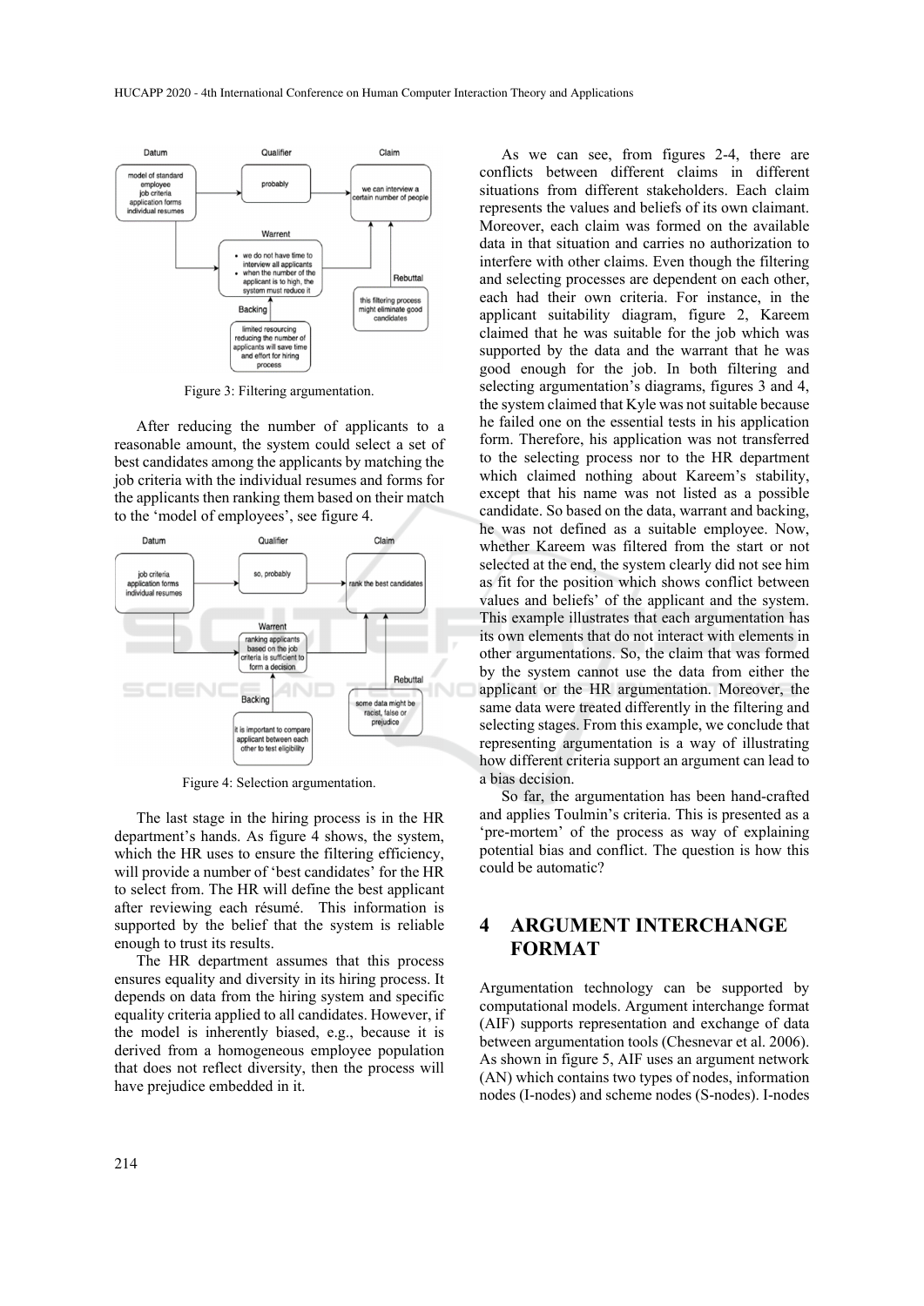Figure 3: Filtering argumentation.

After reducing the number of applicants to a reasonable amount, the system could select a set of best candidates among the applicants by matching the job criteria with the individual resumes and forms for the applicants then ranking them based on their match to the 'model of employees', see figure 4.

Figure 4: Selection argumentation.

The last stage in the hiring process is in the HR department's hands. As figure 4 shows, the system, which the HR uses to ensure the filtering efficiency, will provide a number of 'best candidates' for the HR to select from. The HR will define the best applicant after reviewing each résumé. This information is supported by the belief that the system is reliable enough to trust its results.

The HR department assumes that this process ensures equality and diversity in its hiring process. It depends on data from the hiring system and specific equality criteria applied to all candidates. However, if the model is inherently biased, e.g., because it is derived from a homogeneous employee population that does not reflect diversity, then the process will have prejudice embedded in it.

As we can see, from figures 2-4, there are conflicts between different claims in different situations from different stakeholders. Each claim represents the values and beliefs of its own claimant. Moreover, each claim was formed on the available data in that situation and carries no authorization to interfere with other claims. Even though the filtering and selecting processes are dependent on each other, each had their own criteria. For instance, in the applicant suitability diagram, figure 2, Kareem claimed that he was suitable for the job which was supported by the data and the warrant that he was good enough for the job. In both filtering and selecting argumentation's diagrams, figures 3 and 4, the system claimed that Kyle was not suitable because he failed one on the essential tests in his application form. Therefore, his application was not transferred to the selecting process nor to the HR department which claimed nothing about Kareem's stability, except that his name was not listed as a possible candidate. So based on the data, warrant and backing, he was not defined as a suitable employee. Now, whether Kareem was filtered from the start or not selected at the end, the system clearly did not see him as fit for the position which shows conflict between values and beliefs' of the applicant and the system. This example illustrates that each argumentation has its own elements that do not interact with elements in other argumentations. So, the claim that was formed by the system cannot use the data from either the applicant or the HR argumentation. Moreover, the same data were treated differently in the filtering and selecting stages. From this example, we conclude that representing argumentation is a way of illustrating how different criteria support an argument can lead to a bias decision.

So far, the argumentation has been hand-crafted and applies Toulmin's criteria. This is presented as a 'pre-mortem' of the process as way of explaining potential bias and conflict. The question is how this could be automatic?

## 4 ARGUMENT INTERCHANGE FORMAT

Argumentation technology can be supported by computational models. Argument interchange format (AIF) supports representation and exchange of data between argumentation tools (Chesnevar et al. 2006). As shown in figure 5, AIF uses an argument network (AN) which contains two types of nodes, information nodes (I-nodes) and scheme nodes (S-nodes). I-nodes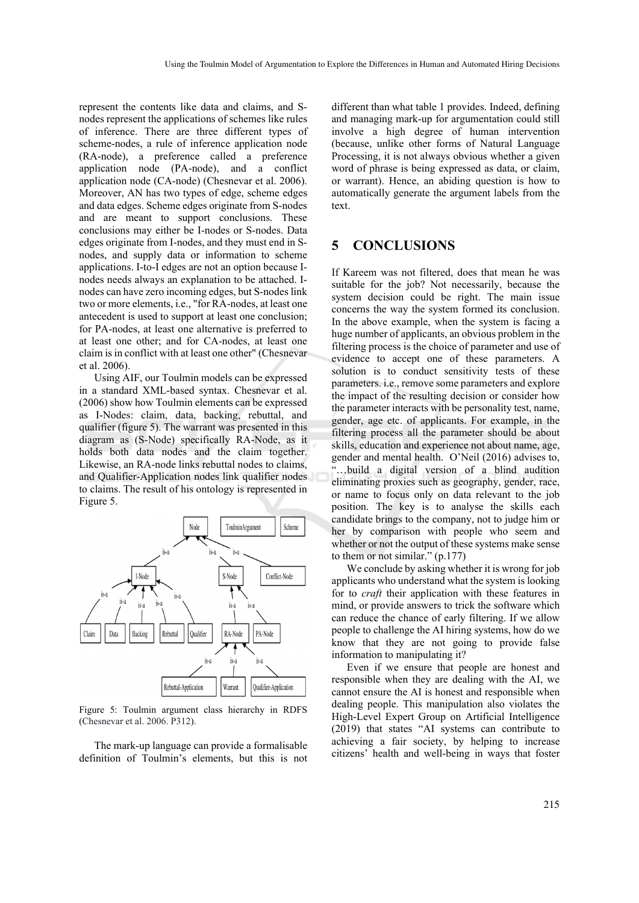represent the contents like data and claims, and S-nodes represent the applications of schemes like rules of inference. There are three different types of scheme-nodes, a rule of inference application node (RA-node), a preference called a preference application node (PA-node), and a conflict application node (CA-node) (Chesnevar et al. 2006). Moreover, AN has two types of edge, scheme edges and data edges. Scheme edges originate from S-nodes and are meant to support conclusions. These conclusions may either be I-nodes or S-nodes. Data edges originate from I-nodes, and they must end in S-nodes, and supply data or information to scheme applications. I-to-I edges are not an option because I-nodes needs always an explanation to be attached. I-nodes can have zero incoming edges, but S-nodes link two or more elements, i.e., "for RA-nodes, at least one antecedent is used to support at least one conclusion; for PA-nodes, at least one alternative is preferred to at least one other; and for CA-nodes, at least one claim is in conflict with at least one other" (Chesnevar et al. 2006).

Using AIF, our Toulmin models can be expressed in a standard XML-based syntax. Chesnevar et al. (2006) show how Toulmin elements can be expressed as I-Nodes: claim, data, backing, rebuttal, and qualifier (figure 5). The warrant was presented in this diagram as (S-Node) specifically RA-Node, as it holds both data nodes and the claim together. Likewise, an RA-node links rebuttal nodes to claims, and Qualifier-Application nodes link qualifier nodes to claims. The result of his ontology is represented in Figure 5.

Figure 5: Toulmin argument class hierarchy in RDFS (Chesnevar et al. 2006. P312).

The mark-up language can provide a formalisable definition of Toulmin's elements, but this is not different than what table 1 provides. Indeed, defining and managing mark-up for argumentation could still involve a high degree of human intervention (because, unlike other forms of Natural Language Processing, it is not always obvious whether a given word of phrase is being expressed as data, or claim, or warrant). Hence, an abiding question is how to automatically generate the argument labels from the text.

## 5 CONCLUSIONS

If Kareem was not filtered, does that mean he was suitable for the job? Not necessarily, because the system decision could be right. The main issue concerns the way the system formed its conclusion. In the above example, when the system is facing a huge number of applicants, an obvious problem in the filtering process is the choice of parameter and use of evidence to accept one of these parameters. A solution is to conduct sensitivity tests of these parameters. i.e., remove some parameters and explore the impact of the resulting decision or consider how the parameter interacts with be personality test, name, gender, age etc. of applicants. For example, in the filtering process all the parameter should be about skills, education and experience not about name, age, gender and mental health. O'Neil (2016) advises to, "…build a digital version of a blind audition eliminating proxies such as geography, gender, race, or name to focus only on data relevant to the job position. The key is to analyse the skills each candidate brings to the company, not to judge him or her by comparison with people who seem and whether or not the output of these systems make sense to them or not similar." (p.177)

We conclude by asking whether it is wrong for job applicants who understand what the system is looking for to *craft* their application with these features in mind, or provide answers to trick the software which can reduce the chance of early filtering. If we allow people to challenge the AI hiring systems, how do we know that they are not going to provide false information to manipulating it?

Even if we ensure that people are honest and responsible when they are dealing with the AI, we cannot ensure the AI is honest and responsible when dealing people. This manipulation also violates the High-Level Expert Group on Artificial Intelligence (2019) that states "AI systems can contribute to achieving a fair society, by helping to increase citizens' health and well-being in ways that foster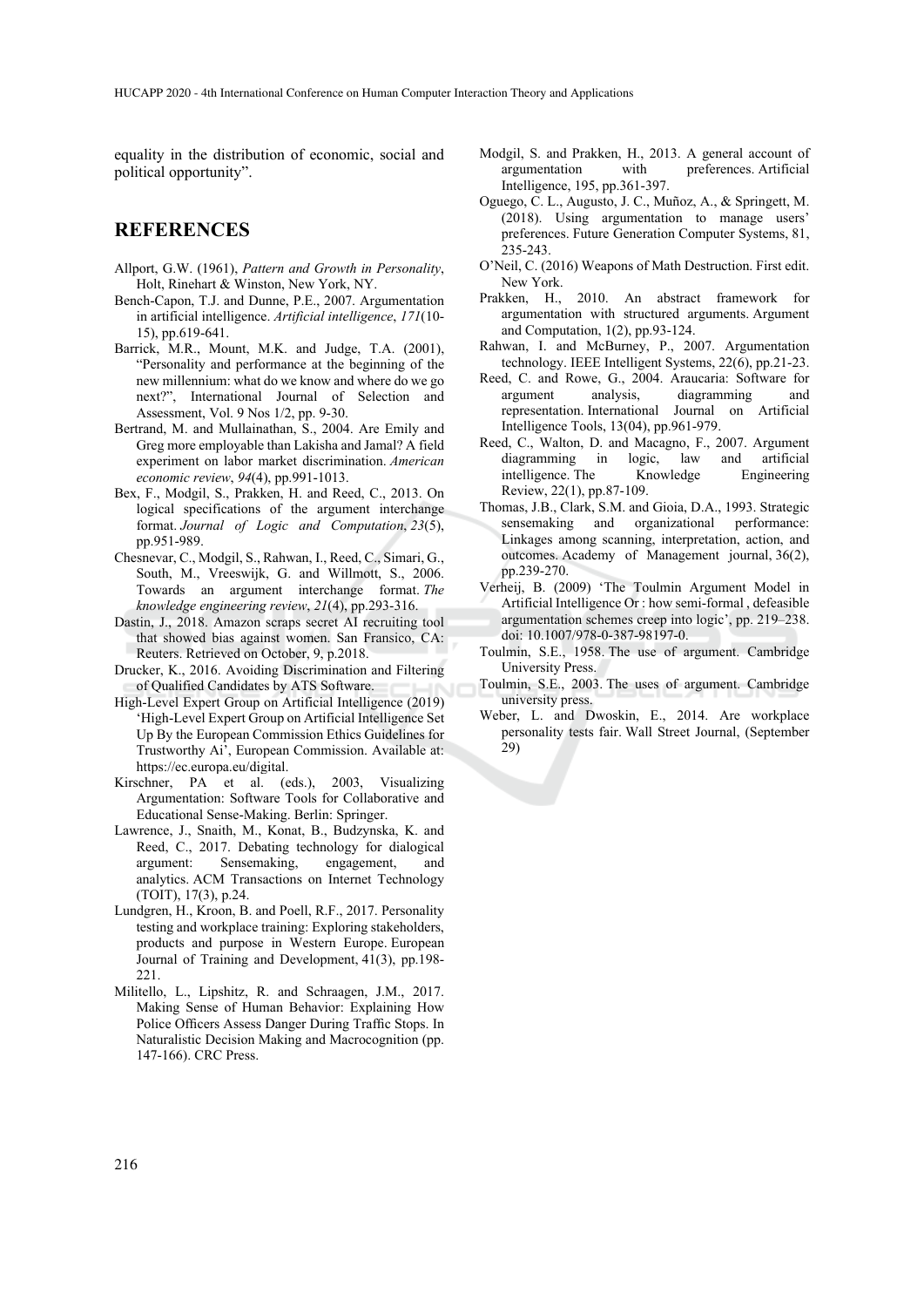equality in the distribution of economic, social and political opportunity".

## REFERENCES

Allport, G.W. (1961), *Pattern and Growth in Personality*, Holt, Rinehart & Winston, New York, NY.

Bench-Capon, T.J. and Dunne, P.E., 2007. Argumentation in artificial intelligence. *Artificial intelligence*, *171*(10-15), pp.619-641.

Barrick, M.R., Mount, M.K. and Judge, T.A. (2001), "Personality and performance at the beginning of the new millennium: what do we know and where do we go next?", International Journal of Selection and Assessment, Vol. 9 Nos 1/2, pp. 9-30.

Bertrand, M. and Mullainathan, S., 2004. Are Emily and Greg more employable than Lakisha and Jamal? A field experiment on labor market discrimination. *American economic review*, *94*(4), pp.991-1013.

Bex, F., Modgil, S., Prakken, H. and Reed, C., 2013. On logical specifications of the argument interchange format. *Journal of Logic and Computation*, *23*(5), pp.951-989.

Chesnevar, C., Modgil, S., Rahwan, I., Reed, C., Simari, G., South, M., Vreeswijk, G. and Willmott, S., 2006. Towards an argument interchange format. *The knowledge engineering review*, *21*(4), pp.293-316.

Dastin, J., 2018. Amazon scraps secret AI recruiting tool that showed bias against women. San Fransico, CA: Reuters. Retrieved on October, 9, p.2018.

Drucker, K., 2016. Avoiding Discrimination and Filtering of Qualified Candidates by ATS Software.

High-Level Expert Group on Artificial Intelligence (2019) 'High-Level Expert Group on Artificial Intelligence Set Up By the European Commission Ethics Guidelines for Trustworthy Ai', European Commission. Available at: https://ec.europa.eu/digital.

Kirschner, PA et al. (eds.), 2003, Visualizing Argumentation: Software Tools for Collaborative and Educational Sense-Making. Berlin: Springer.

Lawrence, J., Snaith, M., Konat, B., Budzynska, K. and Reed, C., 2017. Debating technology for dialogical argument: Sensemaking, engagement, and analytics. ACM Transactions on Internet Technology (TOIT), 17(3), p.24.

Lundgren, H., Kroon, B. and Poell, R.F., 2017. Personality testing and workplace training: Exploring stakeholders, products and purpose in Western Europe. European Journal of Training and Development, 41(3), pp.198-221.

Militello, L., Lipshitz, R. and Schraagen, J.M., 2017. Making Sense of Human Behavior: Explaining How Police Officers Assess Danger During Traffic Stops. In Naturalistic Decision Making and Macrocognition (pp. 147-166). CRC Press.

Modgil, S. and Prakken, H., 2013. A general account of argumentation with preferences. Artificial Intelligence, 195, pp.361-397.

Oguego, C. L., Augusto, J. C., Muñoz, A., & Springett, M. (2018). Using argumentation to manage users' preferences. Future Generation Computer Systems, 81, 235-243.

O'Neil, C. (2016) Weapons of Math Destruction. First edit. New York.

Prakken, H., 2010. An abstract framework for argumentation with structured arguments. Argument and Computation, 1(2), pp.93-124.

Rahwan, I. and McBurney, P., 2007. Argumentation technology. IEEE Intelligent Systems, 22(6), pp.21-23.

Reed, C. and Rowe, G., 2004. Araucaria: Software for argument analysis, diagramming and representation. International Journal on Artificial Intelligence Tools, 13(04), pp.961-979.

Reed, C., Walton, D. and Macagno, F., 2007. Argument diagramming in logic, law and artificial intelligence. The Knowledge Engineering Review, 22(1), pp.87-109.

Thomas, J.B., Clark, S.M. and Gioia, D.A., 1993. Strategic sensemaking and organizational performance: Linkages among scanning, interpretation, action, and outcomes. Academy of Management journal, 36(2), pp.239-270.

Verheij, B. (2009) 'The Toulmin Argument Model in Artificial Intelligence Or : how semi-formal , defeasible argumentation schemes creep into logic', pp. 219–238. doi: 10.1007/978-0-387-98197-0.

Toulmin, S.E., 1958. The use of argument. Cambridge University Press.

Toulmin, S.E., 2003. The uses of argument. Cambridge university press.

Weber, L. and Dwoskin, E., 2014. Are workplace personality tests fair. Wall Street Journal, (September 29)